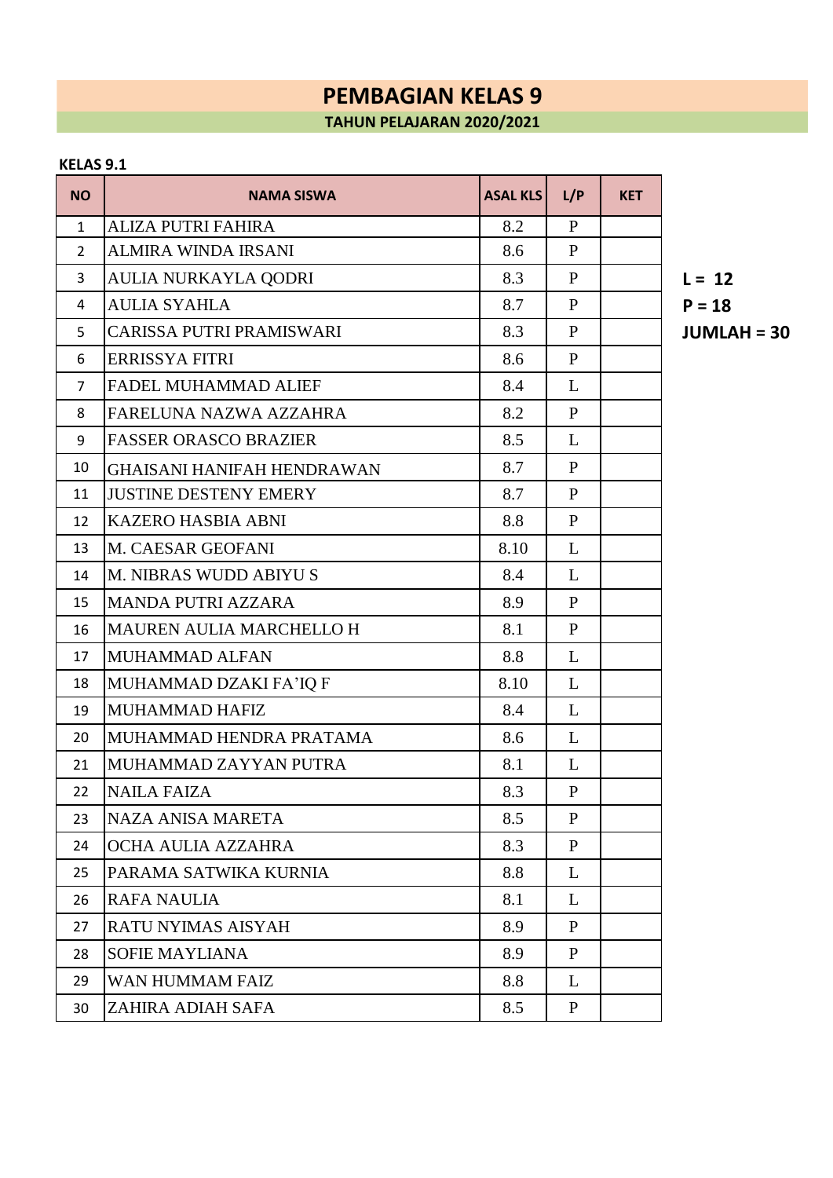# PEMBAGIAN KELAS 9

## TAHUN PELAJARAN 2020/2021

**KELAS 9.1**

| NO | NAMA SISWA | ASAL KLS | L/P | KET |
|---|---|---|---|---|
| 1 | ALIZA PUTRI FAHIRA | 8.2 | P | |
| 2 | ALMIRA WINDA IRSANI | 8.6 | P | |
| 3 | AULIA NURKAYLA QODRI | 8.3 | P | |
| 4 | AULIA SYAHLA | 8.7 | P | |
| 5 | CARISSA PUTRI PRAMISWARI | 8.3 | P | |
| 6 | ERRISSYA FITRI | 8.6 | P | |
| 7 | FADEL MUHAMMAD ALIEF | 8.4 | L | |
| 8 | FARELUNA NAZWA AZZAHRA | 8.2 | P | |
| 9 | FASSER ORASCO BRAZIER | 8.5 | L | |
| 10 | GHAISANI HANIFAH HENDRAWAN | 8.7 | P | |
| 11 | JUSTINE DESTENY EMERY | 8.7 | P | |
| 12 | KAZERO HASBIA ABNI | 8.8 | P | |
| 13 | M. CAESAR GEOFANI | 8.10 | L | |
| 14 | M. NIBRAS WUDD ABIYU S | 8.4 | L | |
| 15 | MANDA PUTRI AZZARA | 8.9 | P | |
| 16 | MAUREN AULIA MARCHELLO H | 8.1 | P | |
| 17 | MUHAMMAD ALFAN | 8.8 | L | |
| 18 | MUHAMMAD DZAKI FA'IQ F | 8.10 | L | |
| 19 | MUHAMMAD HAFIZ | 8.4 | L | |
| 20 | MUHAMMAD HENDRA PRATAMA | 8.6 | L | |
| 21 | MUHAMMAD ZAYYAN PUTRA | 8.1 | L | |
| 22 | NAILA FAIZA | 8.3 | P | |
| 23 | NAZA ANISA MARETA | 8.5 | P | |
| 24 | OCHA AULIA AZZAHRA | 8.3 | P | |
| 25 | PARAMA SATWIKA KURNIA | 8.8 | L | |
| 26 | RAFA NAULIA | 8.1 | L | |
| 27 | RATU NYIMAS AISYAH | 8.9 | P | |
| 28 | SOFIE MAYLIANA | 8.9 | P | |
| 29 | WAN HUMMAM FAIZ | 8.8 | L | |
| 30 | ZAHIRA ADIAH SAFA | 8.5 | P | |

**L = 12**
**P = 18**
**JUMLAH = 30**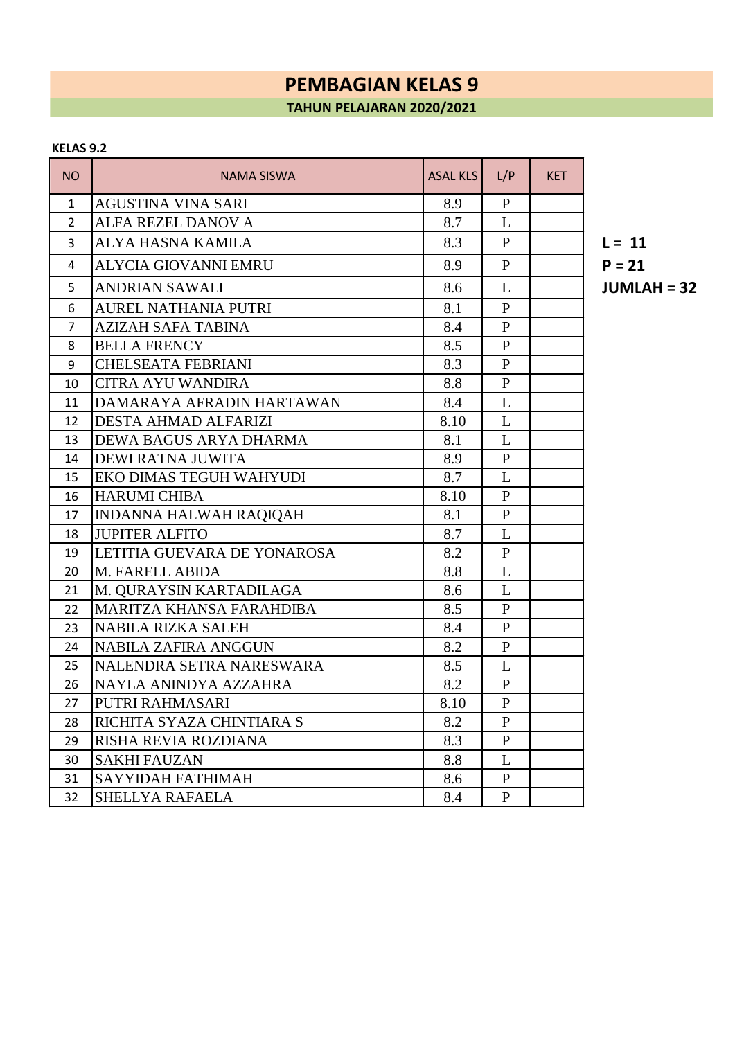# PEMBAGIAN KELAS 9

## TAHUN PELAJARAN 2020/2021

**KELAS 9.2**

| NO | NAMA SISWA | ASAL KLS | L/P | KET |
|---|---|---|---|---|
| 1 | AGUSTINA VINA SARI | 8.9 | P | |
| 2 | ALFA REZEL DANOV A | 8.7 | L | |
| 3 | ALYA HASNA KAMILA | 8.3 | P | |
| 4 | ALYCIA GIOVANNI EMRU | 8.9 | P | |
| 5 | ANDRIAN SAWALI | 8.6 | L | |
| 6 | AUREL NATHANIA PUTRI | 8.1 | P | |
| 7 | AZIZAH SAFA TABINA | 8.4 | P | |
| 8 | BELLA FRENCY | 8.5 | P | |
| 9 | CHELSEATA FEBRIANI | 8.3 | P | |
| 10 | CITRA AYU WANDIRA | 8.8 | P | |
| 11 | DAMARAYA AFRADIN HARTAWAN | 8.4 | L | |
| 12 | DESTA AHMAD ALFARIZI | 8.10 | L | |
| 13 | DEWA BAGUS ARYA DHARMA | 8.1 | L | |
| 14 | DEWI RATNA JUWITA | 8.9 | P | |
| 15 | EKO DIMAS TEGUH WAHYUDI | 8.7 | L | |
| 16 | HARUMI CHIBA | 8.10 | P | |
| 17 | INDANNA HALWAH RAQIQAH | 8.1 | P | |
| 18 | JUPITER ALFITO | 8.7 | L | |
| 19 | LETITIA GUEVARA DE YONAROSA | 8.2 | P | |
| 20 | M. FARELL ABIDA | 8.8 | L | |
| 21 | M. QURAYSIN KARTADILAGA | 8.6 | L | |
| 22 | MARITZA KHANSA FARAHDIBA | 8.5 | P | |
| 23 | NABILA RIZKA SALEH | 8.4 | P | |
| 24 | NABILA ZAFIRA ANGGUN | 8.2 | P | |
| 25 | NALENDRA SETRA NARESWARA | 8.5 | L | |
| 26 | NAYLA ANINDYA AZZAHRA | 8.2 | P | |
| 27 | PUTRI RAHMASARI | 8.10 | P | |
| 28 | RICHITA SYAZA CHINTIARA S | 8.2 | P | |
| 29 | RISHA REVIA ROZDIANA | 8.3 | P | |
| 30 | SAKHI FAUZAN | 8.8 | L | |
| 31 | SAYYIDAH FATHIMAH | 8.6 | P | |
| 32 | SHELLYA RAFAELA | 8.4 | P | |

**L = 11**
**P = 21**
**JUMLAH = 32**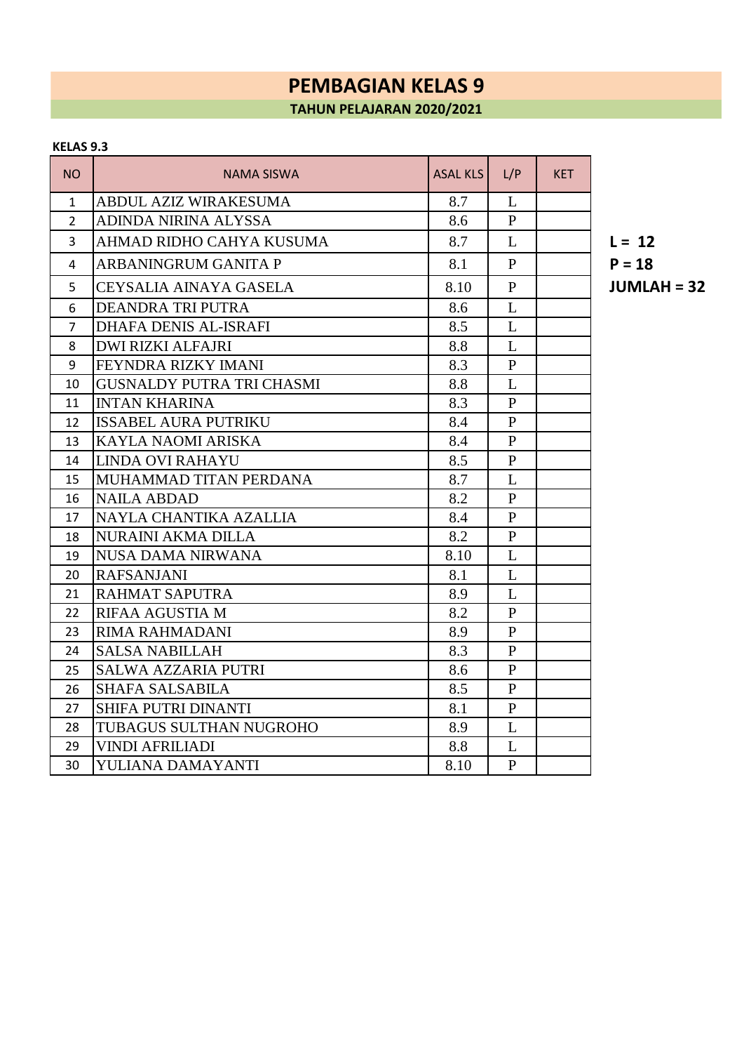# PEMBAGIAN KELAS 9

## TAHUN PELAJARAN 2020/2021

**KELAS 9.3**

| NO | NAMA SISWA | ASAL KLS | L/P | KET |
|---|---|---|---|---|
| 1 | ABDUL AZIZ WIRAKESUMA | 8.7 | L | |
| 2 | ADINDA NIRINA ALYSSA | 8.6 | P | |
| 3 | AHMAD RIDHO CAHYA KUSUMA | 8.7 | L | |
| 4 | ARBANINGRUM GANITA P | 8.1 | P | |
| 5 | CEYSALIA AINAYA GASELA | 8.10 | P | |
| 6 | DEANDRA TRI PUTRA | 8.6 | L | |
| 7 | DHAFA DENIS AL-ISRAFI | 8.5 | L | |
| 8 | DWI RIZKI ALFAJRI | 8.8 | L | |
| 9 | FEYNDRA RIZKY IMANI | 8.3 | P | |
| 10 | GUSNALDY PUTRA TRI CHASMI | 8.8 | L | |
| 11 | INTAN KHARINA | 8.3 | P | |
| 12 | ISSABEL AURA PUTRIKU | 8.4 | P | |
| 13 | KAYLA NAOMI ARISKA | 8.4 | P | |
| 14 | LINDA OVI RAHAYU | 8.5 | P | |
| 15 | MUHAMMAD TITAN PERDANA | 8.7 | L | |
| 16 | NAILA ABDAD | 8.2 | P | |
| 17 | NAYLA CHANTIKA AZALLIA | 8.4 | P | |
| 18 | NURAINI AKMA DILLA | 8.2 | P | |
| 19 | NUSA DAMA NIRWANA | 8.10 | L | |
| 20 | RAFSANJANI | 8.1 | L | |
| 21 | RAHMAT SAPUTRA | 8.9 | L | |
| 22 | RIFAA AGUSTIA M | 8.2 | P | |
| 23 | RIMA RAHMADANI | 8.9 | P | |
| 24 | SALSA NABILLAH | 8.3 | P | |
| 25 | SALWA AZZARIA PUTRI | 8.6 | P | |
| 26 | SHAFA SALSABILA | 8.5 | P | |
| 27 | SHIFA PUTRI DINANTI | 8.1 | P | |
| 28 | TUBAGUS SULTHAN NUGROHO | 8.9 | L | |
| 29 | VINDI AFRILIADI | 8.8 | L | |
| 30 | YULIANA DAMAYANTI | 8.10 | P | |

**L = 12**
**P = 18**
**JUMLAH = 32**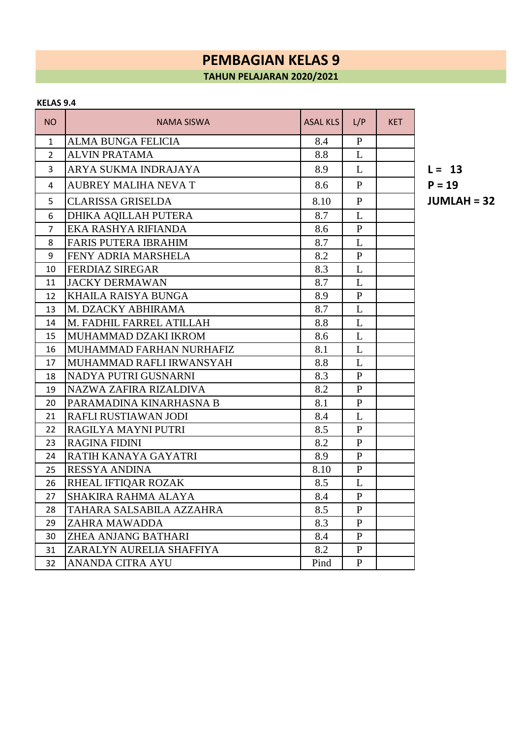# PEMBAGIAN KELAS 9

## TAHUN PELAJARAN 2020/2021

**KELAS 9.4**

| NO | NAMA SISWA | ASAL KLS | L/P | KET |
|---|---|---|---|---|
| 1 | ALMA BUNGA FELICIA | 8.4 | P | |
| 2 | ALVIN PRATAMA | 8.8 | L | |
| 3 | ARYA SUKMA INDRAJAYA | 8.9 | L | |
| 4 | AUBREY MALIHA NEVA T | 8.6 | P | |
| 5 | CLARISSA GRISELDA | 8.10 | P | |
| 6 | DHIKA AQILLAH PUTERA | 8.7 | L | |
| 7 | EKA RASHYA RIFIANDA | 8.6 | P | |
| 8 | FARIS PUTERA IBRAHIM | 8.7 | L | |
| 9 | FENY ADRIA MARSHELA | 8.2 | P | |
| 10 | FERDIAZ SIREGAR | 8.3 | L | |
| 11 | JACKY DERMAWAN | 8.7 | L | |
| 12 | KHAILA RAISYA BUNGA | 8.9 | P | |
| 13 | M. DZACKY ABHIRAMA | 8.7 | L | |
| 14 | M. FADHIL FARREL ATILLAH | 8.8 | L | |
| 15 | MUHAMMAD DZAKI IKROM | 8.6 | L | |
| 16 | MUHAMMAD FARHAN NURHAFIZ | 8.1 | L | |
| 17 | MUHAMMAD RAFLI IRWANSYAH | 8.8 | L | |
| 18 | NADYA PUTRI GUSNARNI | 8.3 | P | |
| 19 | NAZWA ZAFIRA RIZALDIVA | 8.2 | P | |
| 20 | PARAMADINA KINARHASNA B | 8.1 | P | |
| 21 | RAFLI RUSTIAWAN JODI | 8.4 | L | |
| 22 | RAGILYA MAYNI PUTRI | 8.5 | P | |
| 23 | RAGINA FIDINI | 8.2 | P | |
| 24 | RATIH KANAYA GAYATRI | 8.9 | P | |
| 25 | RESSYA ANDINA | 8.10 | P | |
| 26 | RHEAL IFTIQAR ROZAK | 8.5 | L | |
| 27 | SHAKIRA RAHMA ALAYA | 8.4 | P | |
| 28 | TAHARA SALSABILA AZZAHRA | 8.5 | P | |
| 29 | ZAHRA MAWADDA | 8.3 | P | |
| 30 | ZHEA ANJANG BATHARI | 8.4 | P | |
| 31 | ZARALYN AURELIA SHAFFIYA | 8.2 | P | |
| 32 | ANANDA CITRA AYU | Pind | P | |

**L = 13**
**P = 19**
**JUMLAH = 32**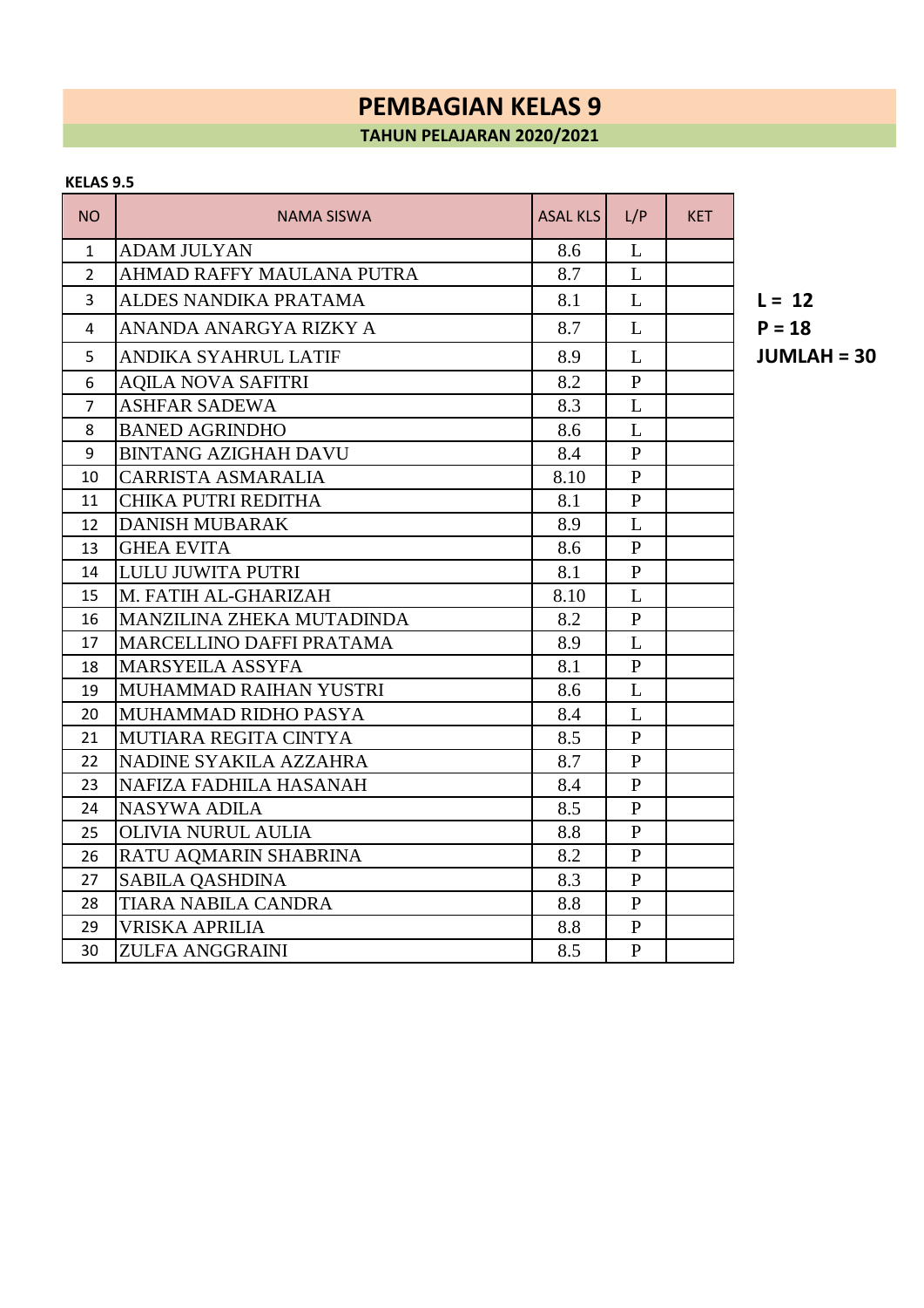# PEMBAGIAN KELAS 9

## TAHUN PELAJARAN 2020/2021

**KELAS 9.5**

| NO | NAMA SISWA | ASAL KLS | L/P | KET |
|---|---|---|---|---|
| 1 | ADAM JULYAN | 8.6 | L | |
| 2 | AHMAD RAFFY MAULANA PUTRA | 8.7 | L | |
| 3 | ALDES NANDIKA PRATAMA | 8.1 | L | |
| 4 | ANANDA ANARGYA RIZKY A | 8.7 | L | |
| 5 | ANDIKA SYAHRUL LATIF | 8.9 | L | |
| 6 | AQILA NOVA SAFITRI | 8.2 | P | |
| 7 | ASHFAR SADEWA | 8.3 | L | |
| 8 | BANED AGRINDHO | 8.6 | L | |
| 9 | BINTANG AZIGHAH DAVU | 8.4 | P | |
| 10 | CARRISTA ASMARALIA | 8.10 | P | |
| 11 | CHIKA PUTRI REDITHA | 8.1 | P | |
| 12 | DANISH MUBARAK | 8.9 | L | |
| 13 | GHEA EVITA | 8.6 | P | |
| 14 | LULU JUWITA PUTRI | 8.1 | P | |
| 15 | M. FATIH AL-GHARIZAH | 8.10 | L | |
| 16 | MANZILINA ZHEKA MUTADINDA | 8.2 | P | |
| 17 | MARCELLINO DAFFI PRATAMA | 8.9 | L | |
| 18 | MARSYEILA ASSYFA | 8.1 | P | |
| 19 | MUHAMMAD RAIHAN YUSTRI | 8.6 | L | |
| 20 | MUHAMMAD RIDHO PASYA | 8.4 | L | |
| 21 | MUTIARA REGITA CINTYA | 8.5 | P | |
| 22 | NADINE SYAKILA AZZAHRA | 8.7 | P | |
| 23 | NAFIZA FADHILA HASANAH | 8.4 | P | |
| 24 | NASYWA ADILA | 8.5 | P | |
| 25 | OLIVIA NURUL AULIA | 8.8 | P | |
| 26 | RATU AQMARIN SHABRINA | 8.2 | P | |
| 27 | SABILA QASHDINA | 8.3 | P | |
| 28 | TIARA NABILA CANDRA | 8.8 | P | |
| 29 | VRISKA APRILIA | 8.8 | P | |
| 30 | ZULFA ANGGRAINI | 8.5 | P | |

**L = 12**
**P = 18**
**JUMLAH = 30**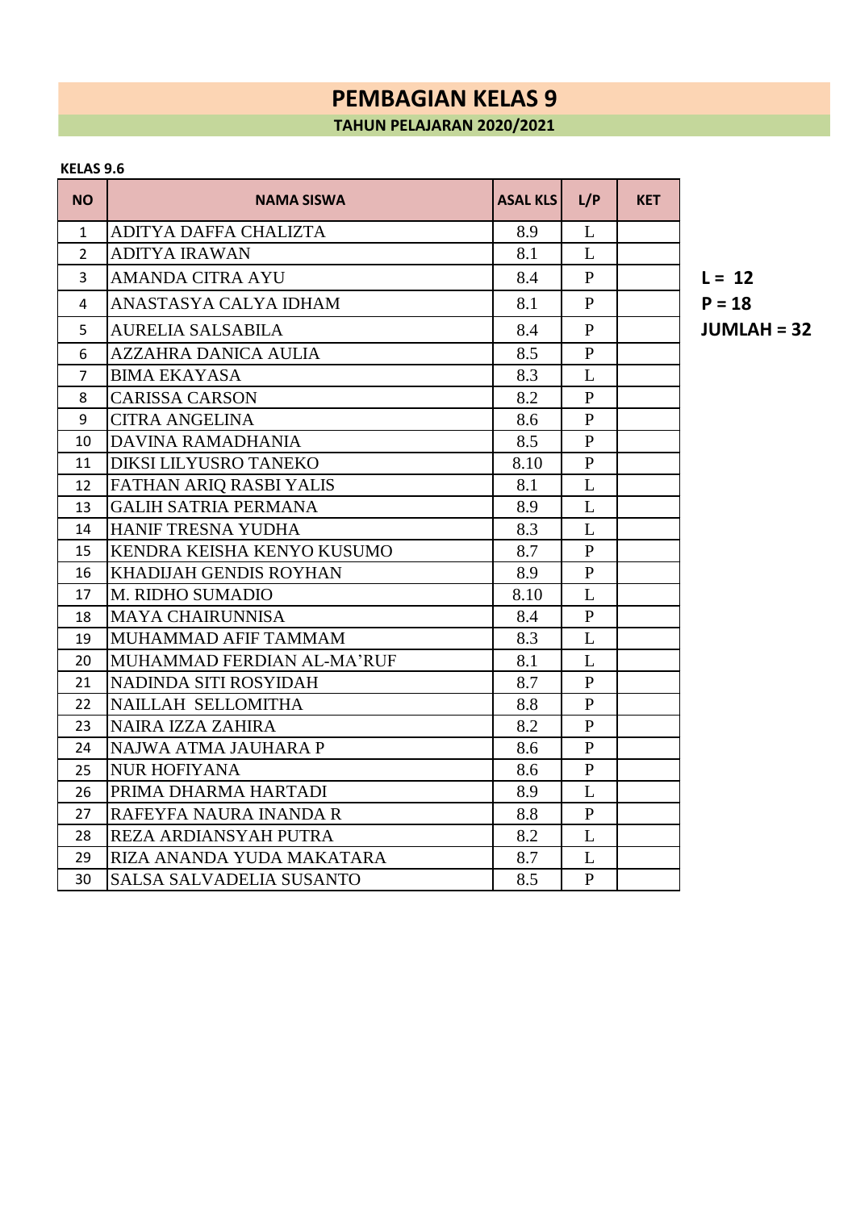# PEMBAGIAN KELAS 9

## TAHUN PELAJARAN 2020/2021

**KELAS 9.6**

| NO | NAMA SISWA | ASAL KLS | L/P | KET |
|---|---|---|---|---|
| 1 | ADITYA DAFFA CHALIZTA | 8.9 | L | |
| 2 | ADITYA IRAWAN | 8.1 | L | |
| 3 | AMANDA CITRA AYU | 8.4 | P | |
| 4 | ANASTASYA CALYA IDHAM | 8.1 | P | |
| 5 | AURELIA SALSABILA | 8.4 | P | |
| 6 | AZZAHRA DANICA AULIA | 8.5 | P | |
| 7 | BIMA EKAYASA | 8.3 | L | |
| 8 | CARISSA CARSON | 8.2 | P | |
| 9 | CITRA ANGELINA | 8.6 | P | |
| 10 | DAVINA RAMADHANIA | 8.5 | P | |
| 11 | DIKSI LILYUSRO TANEKO | 8.10 | P | |
| 12 | FATHAN ARIQ RASBI YALIS | 8.1 | L | |
| 13 | GALIH SATRIA PERMANA | 8.9 | L | |
| 14 | HANIF TRESNA YUDHA | 8.3 | L | |
| 15 | KENDRA KEISHA KENYO KUSUMO | 8.7 | P | |
| 16 | KHADIJAH GENDIS ROYHAN | 8.9 | P | |
| 17 | M. RIDHO SUMADIO | 8.10 | L | |
| 18 | MAYA CHAIRUNNISA | 8.4 | P | |
| 19 | MUHAMMAD AFIF TAMMAM | 8.3 | L | |
| 20 | MUHAMMAD FERDIAN AL-MA'RUF | 8.1 | L | |
| 21 | NADINDA SITI ROSYIDAH | 8.7 | P | |
| 22 | NAILLAH SELLOMITHA | 8.8 | P | |
| 23 | NAIRA IZZA ZAHIRA | 8.2 | P | |
| 24 | NAJWA ATMA JAUHARA P | 8.6 | P | |
| 25 | NUR HOFIYANA | 8.6 | P | |
| 26 | PRIMA DHARMA HARTADI | 8.9 | L | |
| 27 | RAFEYFA NAURA INANDA R | 8.8 | P | |
| 28 | REZA ARDIANSYAH PUTRA | 8.2 | L | |
| 29 | RIZA ANANDA YUDA MAKATARA | 8.7 | L | |
| 30 | SALSA SALVADELIA SUSANTO | 8.5 | P | |

**L = 12**
**P = 18**
**JUMLAH = 32**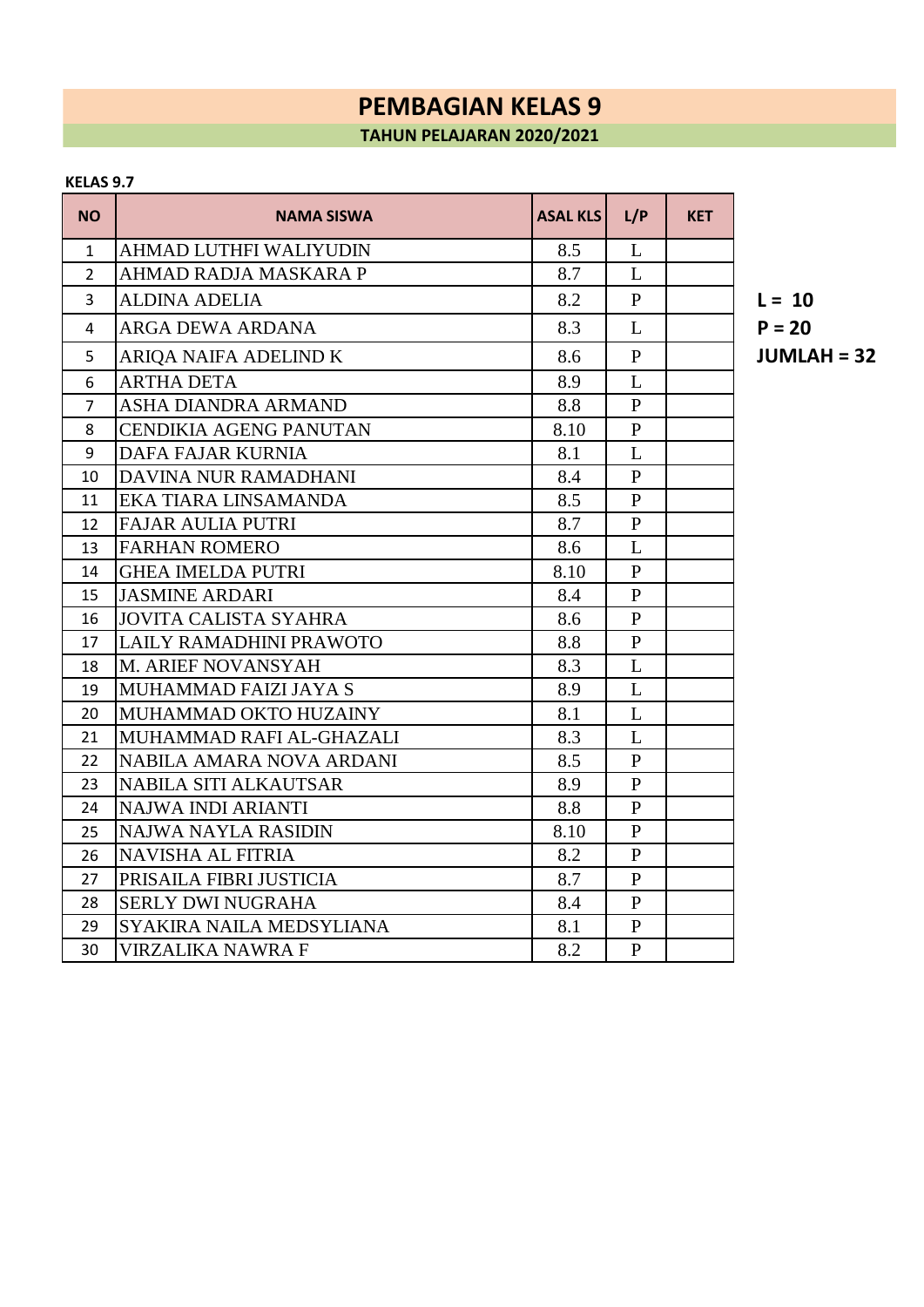# PEMBAGIAN KELAS 9

**TAHUN PELAJARAN 2020/2021**

**KELAS 9.7**

| NO | NAMA SISWA | ASAL KLS | L/P | KET |
|---|---|---|---|---|
| 1 | AHMAD LUTHFI WALIYUDIN | 8.5 | L | |
| 2 | AHMAD RADJA MASKARA P | 8.7 | L | |
| 3 | ALDINA ADELIA | 8.2 | P | |
| 4 | ARGA DEWA ARDANA | 8.3 | L | |
| 5 | ARIQA NAIFA ADELIND K | 8.6 | P | |
| 6 | ARTHA DETA | 8.9 | L | |
| 7 | ASHA DIANDRA ARMAND | 8.8 | P | |
| 8 | CENDIKIA AGENG PANUTAN | 8.10 | P | |
| 9 | DAFA FAJAR KURNIA | 8.1 | L | |
| 10 | DAVINA NUR RAMADHANI | 8.4 | P | |
| 11 | EKA TIARA LINSAMANDA | 8.5 | P | |
| 12 | FAJAR AULIA PUTRI | 8.7 | P | |
| 13 | FARHAN ROMERO | 8.6 | L | |
| 14 | GHEA IMELDA PUTRI | 8.10 | P | |
| 15 | JASMINE ARDARI | 8.4 | P | |
| 16 | JOVITA CALISTA SYAHRA | 8.6 | P | |
| 17 | LAILY RAMADHINI PRAWOTO | 8.8 | P | |
| 18 | M. ARIEF NOVANSYAH | 8.3 | L | |
| 19 | MUHAMMAD FAIZI JAYA S | 8.9 | L | |
| 20 | MUHAMMAD OKTO HUZAINY | 8.1 | L | |
| 21 | MUHAMMAD RAFI AL-GHAZALI | 8.3 | L | |
| 22 | NABILA AMARA NOVA ARDANI | 8.5 | P | |
| 23 | NABILA SITI ALKAUTSAR | 8.9 | P | |
| 24 | NAJWA INDI ARIANTI | 8.8 | P | |
| 25 | NAJWA NAYLA RASIDIN | 8.10 | P | |
| 26 | NAVISHA AL FITRIA | 8.2 | P | |
| 27 | PRISAILA FIBRI JUSTICIA | 8.7 | P | |
| 28 | SERLY DWI NUGRAHA | 8.4 | P | |
| 29 | SYAKIRA NAILA MEDSYLIANA | 8.1 | P | |
| 30 | VIRZALIKA NAWRA F | 8.2 | P | |

**L = 10**
**P = 20**
**JUMLAH = 32**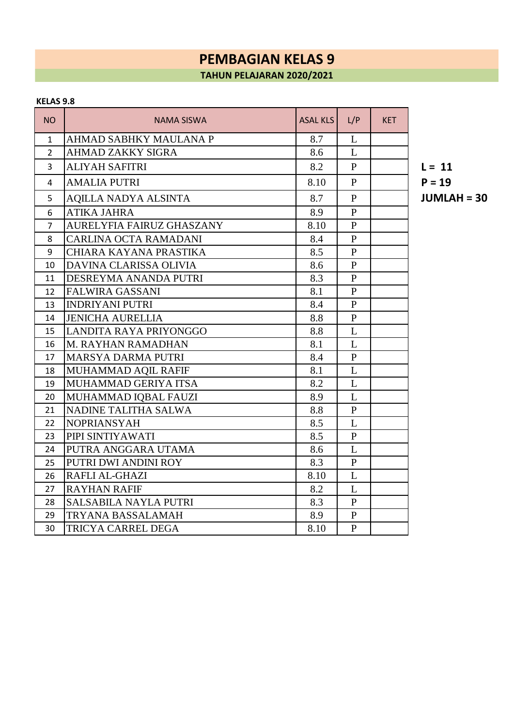# PEMBAGIAN KELAS 9

## TAHUN PELAJARAN 2020/2021

**KELAS 9.8**

| NO | NAMA SISWA | ASAL KLS | L/P | KET |
|---|---|---|---|---|
| 1 | AHMAD SABHKY MAULANA P | 8.7 | L | |
| 2 | AHMAD ZAKKY SIGRA | 8.6 | L | |
| 3 | ALIYAH SAFITRI | 8.2 | P | |
| 4 | AMALIA PUTRI | 8.10 | P | |
| 5 | AQILLA NADYA ALSINTA | 8.7 | P | |
| 6 | ATIKA JAHRA | 8.9 | P | |
| 7 | AURELYFIA FAIRUZ GHASZANY | 8.10 | P | |
| 8 | CARLINA OCTA RAMADANI | 8.4 | P | |
| 9 | CHIARA KAYANA PRASTIKA | 8.5 | P | |
| 10 | DAVINA CLARISSA OLIVIA | 8.6 | P | |
| 11 | DESREYMA ANANDA PUTRI | 8.3 | P | |
| 12 | FALWIRA GASSANI | 8.1 | P | |
| 13 | INDRIYANI PUTRI | 8.4 | P | |
| 14 | JENICHA AURELLIA | 8.8 | P | |
| 15 | LANDITA RAYA PRIYONGGO | 8.8 | L | |
| 16 | M. RAYHAN RAMADHAN | 8.1 | L | |
| 17 | MARSYA DARMA PUTRI | 8.4 | P | |
| 18 | MUHAMMAD AQIL RAFIF | 8.1 | L | |
| 19 | MUHAMMAD GERIYA ITSA | 8.2 | L | |
| 20 | MUHAMMAD IQBAL FAUZI | 8.9 | L | |
| 21 | NADINE TALITHA SALWA | 8.8 | P | |
| 22 | NOPRIANSYAH | 8.5 | L | |
| 23 | PIPI SINTIYAWATI | 8.5 | P | |
| 24 | PUTRA ANGGARA UTAMA | 8.6 | L | |
| 25 | PUTRI DWI ANDINI ROY | 8.3 | P | |
| 26 | RAFLI AL-GHAZI | 8.10 | L | |
| 27 | RAYHAN RAFIF | 8.2 | L | |
| 28 | SALSABILA NAYLA PUTRI | 8.3 | P | |
| 29 | TRYANA BASSALAMAH | 8.9 | P | |
| 30 | TRICYA CARREL DEGA | 8.10 | P | |

**L = 11**
**P = 19**
**JUMLAH = 30**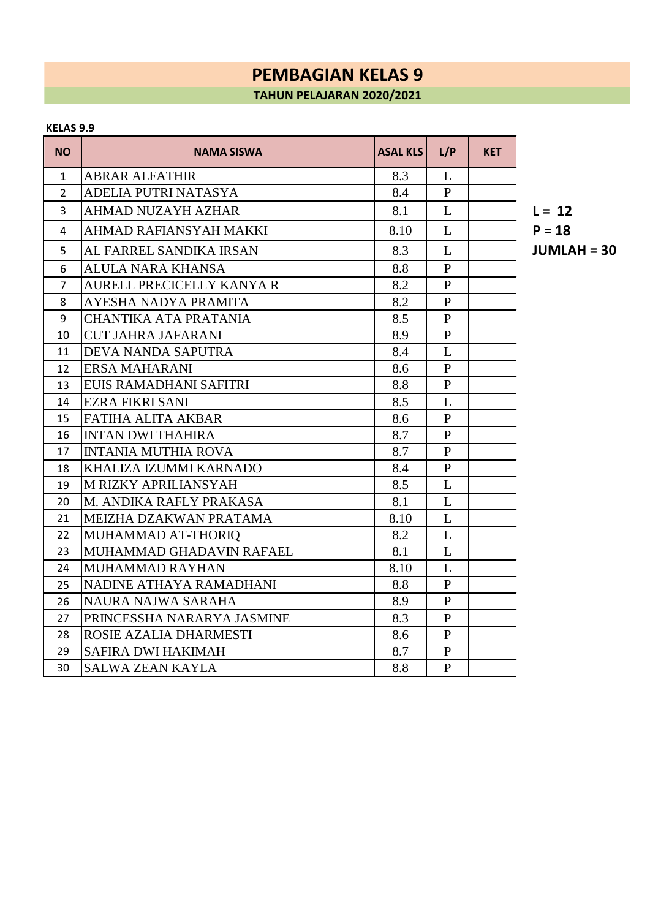# PEMBAGIAN KELAS 9

## TAHUN PELAJARAN 2020/2021

**KELAS 9.9**

| NO | NAMA SISWA | ASAL KLS | L/P | KET |
|---|---|---|---|---|
| 1 | ABRAR ALFATHIR | 8.3 | L | |
| 2 | ADELIA PUTRI NATASYA | 8.4 | P | |
| 3 | AHMAD NUZAYH AZHAR | 8.1 | L | |
| 4 | AHMAD RAFIANSYAH MAKKI | 8.10 | L | |
| 5 | AL FARREL SANDIKA IRSAN | 8.3 | L | |
| 6 | ALULA NARA KHANSA | 8.8 | P | |
| 7 | AURELL PRECICELLY KANYA R | 8.2 | P | |
| 8 | AYESHA NADYA PRAMITA | 8.2 | P | |
| 9 | CHANTIKA ATA PRATANIA | 8.5 | P | |
| 10 | CUT JAHRA JAFARANI | 8.9 | P | |
| 11 | DEVA NANDA SAPUTRA | 8.4 | L | |
| 12 | ERSA MAHARANI | 8.6 | P | |
| 13 | EUIS RAMADHANI SAFITRI | 8.8 | P | |
| 14 | EZRA FIKRI SANI | 8.5 | L | |
| 15 | FATIHA ALITA AKBAR | 8.6 | P | |
| 16 | INTAN DWI THAHIRA | 8.7 | P | |
| 17 | INTANIA MUTHIA ROVA | 8.7 | P | |
| 18 | KHALIZA IZUMMI KARNADO | 8.4 | P | |
| 19 | M RIZKY APRILIANSYAH | 8.5 | L | |
| 20 | M. ANDIKA RAFLY PRAKASA | 8.1 | L | |
| 21 | MEIZHA DZAKWAN PRATAMA | 8.10 | L | |
| 22 | MUHAMMAD AT-THORIQ | 8.2 | L | |
| 23 | MUHAMMAD GHADAVIN RAFAEL | 8.1 | L | |
| 24 | MUHAMMAD RAYHAN | 8.10 | L | |
| 25 | NADINE ATHAYA RAMADHANI | 8.8 | P | |
| 26 | NAURA NAJWA SARAHA | 8.9 | P | |
| 27 | PRINCESSHA NARARYA JASMINE | 8.3 | P | |
| 28 | ROSIE AZALIA DHARMESTI | 8.6 | P | |
| 29 | SAFIRA DWI HAKIMAH | 8.7 | P | |
| 30 | SALWA ZEAN KAYLA | 8.8 | P | |

**L = 12**
**P = 18**
**JUMLAH = 30**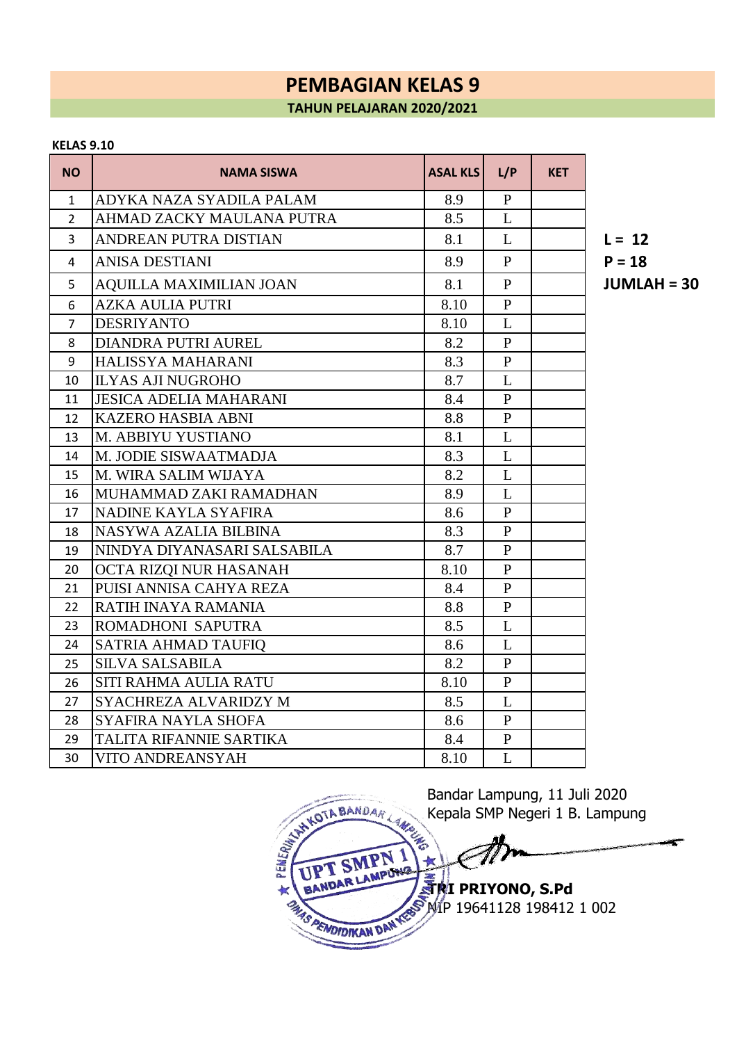# PEMBAGIAN KELAS 9

## TAHUN PELAJARAN 2020/2021

**KELAS 9.10**

| NO | NAMA SISWA | ASAL KLS | L/P | KET |
|---|---|---|---|---|
| 1 | ADYKA NAZA SYADILA PALAM | 8.9 | P | |
| 2 | AHMAD ZACKY MAULANA PUTRA | 8.5 | L | |
| 3 | ANDREAN PUTRA DISTIAN | 8.1 | L | |
| 4 | ANISA DESTIANI | 8.9 | P | |
| 5 | AQUILLA MAXIMILIAN JOAN | 8.1 | P | |
| 6 | AZKA AULIA PUTRI | 8.10 | P | |
| 7 | DESRIYANTO | 8.10 | L | |
| 8 | DIANDRA PUTRI AUREL | 8.2 | P | |
| 9 | HALISSYA MAHARANI | 8.3 | P | |
| 10 | ILYAS AJI NUGROHO | 8.7 | L | |
| 11 | JESICA ADELIA MAHARANI | 8.4 | P | |
| 12 | KAZERO HASBIA ABNI | 8.8 | P | |
| 13 | M. ABBIYU YUSTIANO | 8.1 | L | |
| 14 | M. JODIE SISWAATMADJA | 8.3 | L | |
| 15 | M. WIRA SALIM WIJAYA | 8.2 | L | |
| 16 | MUHAMMAD ZAKI RAMADHAN | 8.9 | L | |
| 17 | NADINE KAYLA SYAFIRA | 8.6 | P | |
| 18 | NASYWA AZALIA BILBINA | 8.3 | P | |
| 19 | NINDYA DIYANASARI SALSABILA | 8.7 | P | |
| 20 | OCTA RIZQI NUR HASANAH | 8.10 | P | |
| 21 | PUISI ANNISA CAHYA REZA | 8.4 | P | |
| 22 | RATIH INAYA RAMANIA | 8.8 | P | |
| 23 | ROMADHONI SAPUTRA | 8.5 | L | |
| 24 | SATRIA AHMAD TAUFIQ | 8.6 | L | |
| 25 | SILVA SALSABILA | 8.2 | P | |
| 26 | SITI RAHMA AULIA RATU | 8.10 | P | |
| 27 | SYACHREZA ALVARIDZY M | 8.5 | L | |
| 28 | SYAFIRA NAYLA SHOFA | 8.6 | P | |
| 29 | TALITA RIFANNIE SARTIKA | 8.4 | P | |
| 30 | VITO ANDREANSYAH | 8.10 | L | |

**L = 12**
**P = 18**
**JUMLAH = 30**

Bandar Lampung, 11 Juli 2020
Kepala SMP Negeri 1 B. Lampung

**TRI PRIYONO, S.Pd**
NIP 19641128 198412 1 002